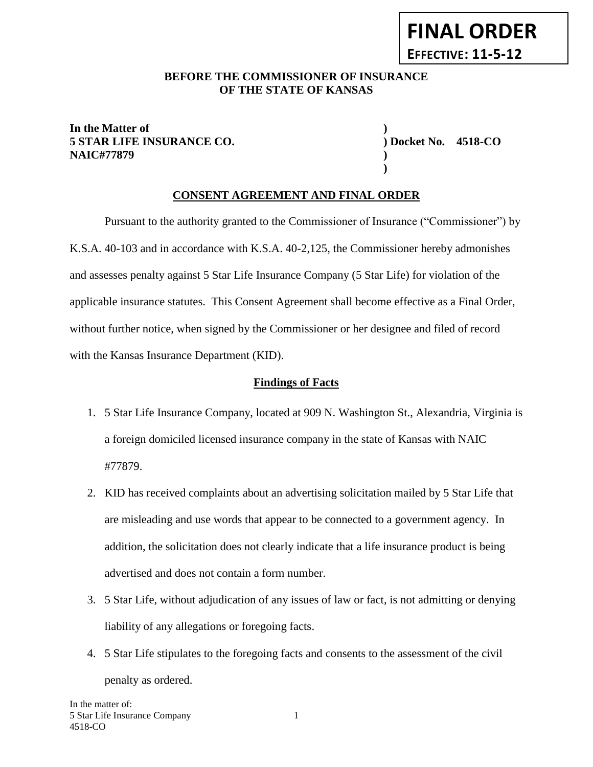**FINAL ORDER**

**EFFECTIVE: 11-5-12**

**BEFORE THE COMMISSIONER OF INSURANCE**
**OF THE STATE OF KANSAS**

**In the Matter of** )
**5 STAR LIFE INSURANCE CO.** ) **Docket No. 4518-CO**
**NAIC#77879** )
)

## CONSENT AGREEMENT AND FINAL ORDER

Pursuant to the authority granted to the Commissioner of Insurance ("Commissioner") by K.S.A. 40-103 and in accordance with K.S.A. 40-2,125, the Commissioner hereby admonishes and assesses penalty against 5 Star Life Insurance Company (5 Star Life) for violation of the applicable insurance statutes. This Consent Agreement shall become effective as a Final Order, without further notice, when signed by the Commissioner or her designee and filed of record with the Kansas Insurance Department (KID).

### Findings of Facts

1. 5 Star Life Insurance Company, located at 909 N. Washington St., Alexandria, Virginia is a foreign domiciled licensed insurance company in the state of Kansas with NAIC #77879.
2. KID has received complaints about an advertising solicitation mailed by 5 Star Life that are misleading and use words that appear to be connected to a government agency. In addition, the solicitation does not clearly indicate that a life insurance product is being advertised and does not contain a form number.
3. 5 Star Life, without adjudication of any issues of law or fact, is not admitting or denying liability of any allegations or foregoing facts.
4. 5 Star Life stipulates to the foregoing facts and consents to the assessment of the civil penalty as ordered.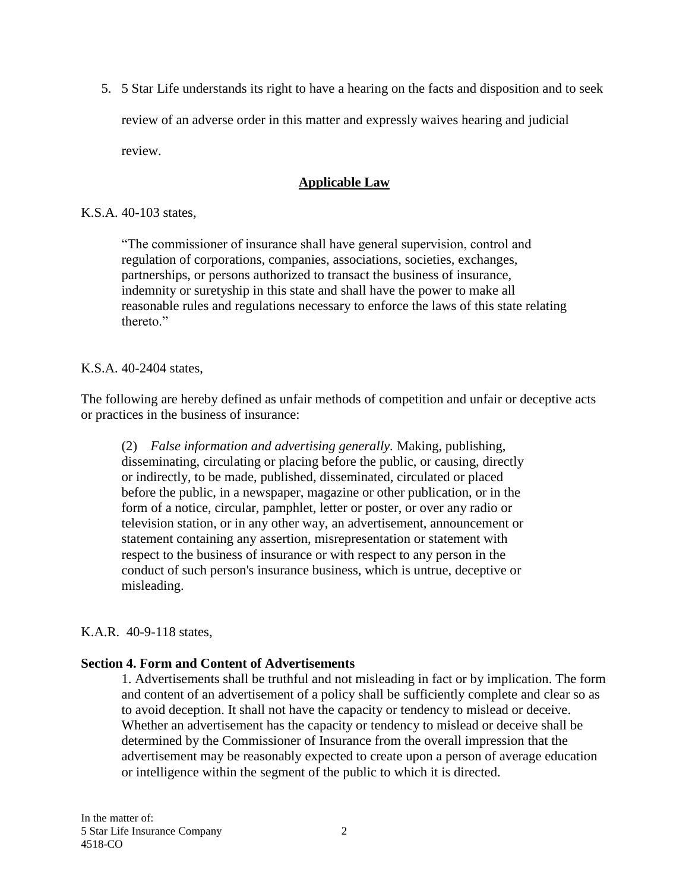5. 5 Star Life understands its right to have a hearing on the facts and disposition and to seek review of an adverse order in this matter and expressly waives hearing and judicial review.

## Applicable Law

K.S.A. 40-103 states,

> "The commissioner of insurance shall have general supervision, control and regulation of corporations, companies, associations, societies, exchanges, partnerships, or persons authorized to transact the business of insurance, indemnity or suretyship in this state and shall have the power to make all reasonable rules and regulations necessary to enforce the laws of this state relating thereto."

K.S.A. 40-2404 states,

The following are hereby defined as unfair methods of competition and unfair or deceptive acts or practices in the business of insurance:

> (2) *False information and advertising generally.* Making, publishing, disseminating, circulating or placing before the public, or causing, directly or indirectly, to be made, published, disseminated, circulated or placed before the public, in a newspaper, magazine or other publication, or in the form of a notice, circular, pamphlet, letter or poster, or over any radio or television station, or in any other way, an advertisement, announcement or statement containing any assertion, misrepresentation or statement with respect to the business of insurance or with respect to any person in the conduct of such person's insurance business, which is untrue, deceptive or misleading.

K.A.R. 40-9-118 states,

**Section 4. Form and Content of Advertisements**

> 1. Advertisements shall be truthful and not misleading in fact or by implication. The form and content of an advertisement of a policy shall be sufficiently complete and clear so as to avoid deception. It shall not have the capacity or tendency to mislead or deceive. Whether an advertisement has the capacity or tendency to mislead or deceive shall be determined by the Commissioner of Insurance from the overall impression that the advertisement may be reasonably expected to create upon a person of average education or intelligence within the segment of the public to which it is directed.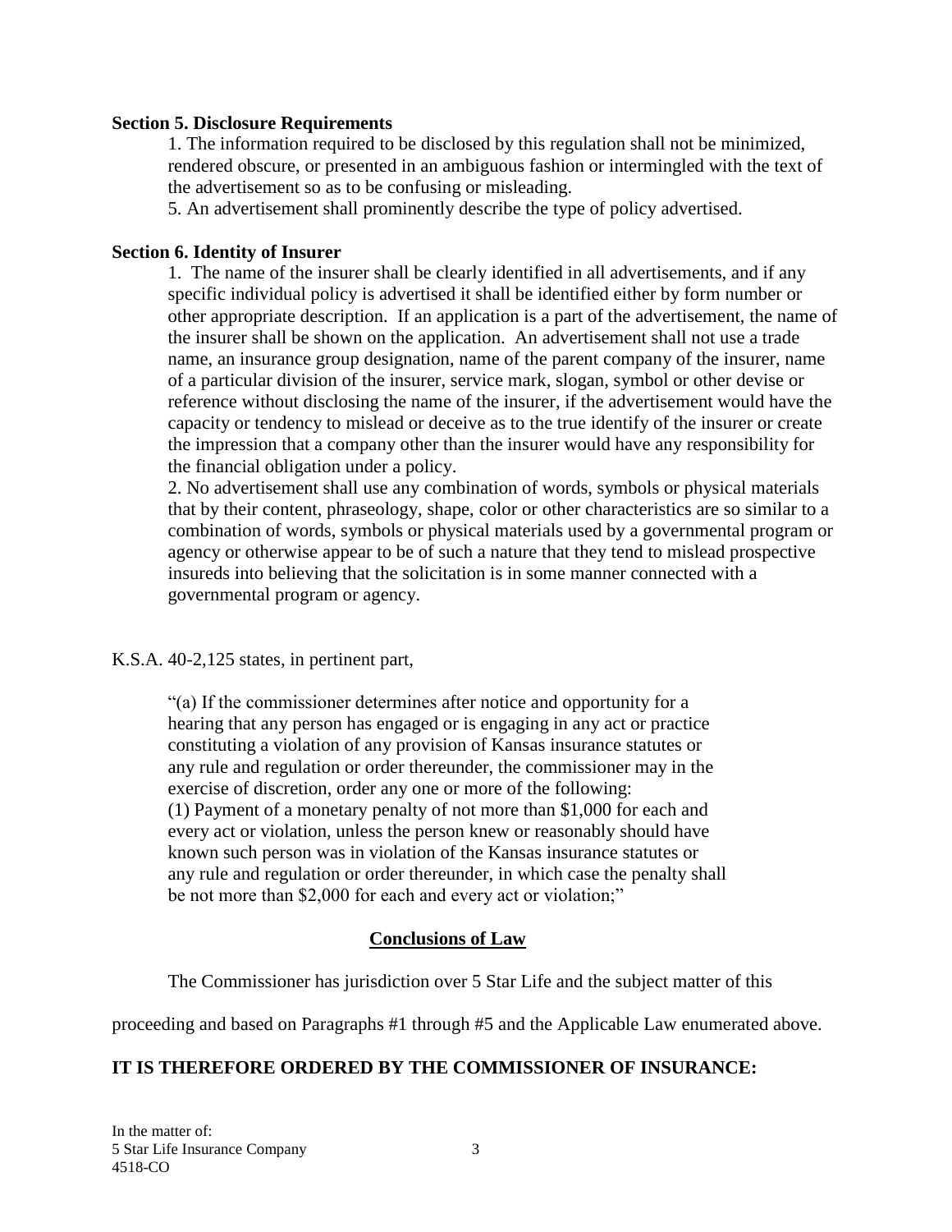**Section 5. Disclosure Requirements**

1. The information required to be disclosed by this regulation shall not be minimized, rendered obscure, or presented in an ambiguous fashion or intermingled with the text of the advertisement so as to be confusing or misleading.

5. An advertisement shall prominently describe the type of policy advertised.

**Section 6. Identity of Insurer**

1. The name of the insurer shall be clearly identified in all advertisements, and if any specific individual policy is advertised it shall be identified either by form number or other appropriate description. If an application is a part of the advertisement, the name of the insurer shall be shown on the application. An advertisement shall not use a trade name, an insurance group designation, name of the parent company of the insurer, name of a particular division of the insurer, service mark, slogan, symbol or other devise or reference without disclosing the name of the insurer, if the advertisement would have the capacity or tendency to mislead or deceive as to the true identify of the insurer or create the impression that a company other than the insurer would have any responsibility for the financial obligation under a policy.

2. No advertisement shall use any combination of words, symbols or physical materials that by their content, phraseology, shape, color or other characteristics are so similar to a combination of words, symbols or physical materials used by a governmental program or agency or otherwise appear to be of such a nature that they tend to mislead prospective insureds into believing that the solicitation is in some manner connected with a governmental program or agency.

K.S.A. 40-2,125 states, in pertinent part,

> "(a) If the commissioner determines after notice and opportunity for a hearing that any person has engaged or is engaging in any act or practice constituting a violation of any provision of Kansas insurance statutes or any rule and regulation or order thereunder, the commissioner may in the exercise of discretion, order any one or more of the following:
> (1) Payment of a monetary penalty of not more than $1,000 for each and every act or violation, unless the person knew or reasonably should have known such person was in violation of the Kansas insurance statutes or any rule and regulation or order thereunder, in which case the penalty shall be not more than $2,000 for each and every act or violation;"

## Conclusions of Law

The Commissioner has jurisdiction over 5 Star Life and the subject matter of this proceeding and based on Paragraphs #1 through #5 and the Applicable Law enumerated above.

**IT IS THEREFORE ORDERED BY THE COMMISSIONER OF INSURANCE:**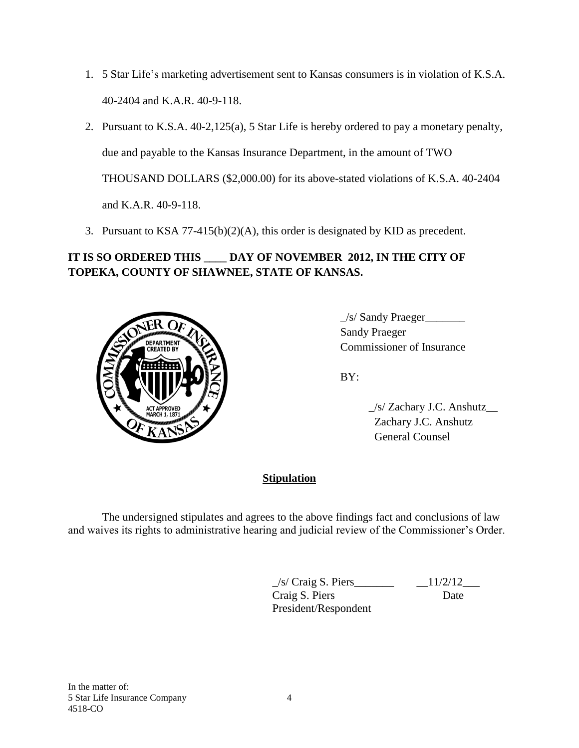1. 5 Star Life's marketing advertisement sent to Kansas consumers is in violation of K.S.A. 40-2404 and K.A.R. 40-9-118.
2. Pursuant to K.S.A. 40-2,125(a), 5 Star Life is hereby ordered to pay a monetary penalty, due and payable to the Kansas Insurance Department, in the amount of TWO THOUSAND DOLLARS ($2,000.00) for its above-stated violations of K.S.A. 40-2404 and K.A.R. 40-9-118.
3. Pursuant to KSA 77-415(b)(2)(A), this order is designated by KID as precedent.

**IT IS SO ORDERED THIS ____ DAY OF NOVEMBER 2012, IN THE CITY OF TOPEKA, COUNTY OF SHAWNEE, STATE OF KANSAS.**

_/s/ Sandy Praeger_______
Sandy Praeger
Commissioner of Insurance

BY:

_/s/ Zachary J.C. Anshutz__
Zachary J.C. Anshutz
General Counsel

## Stipulation

The undersigned stipulates and agrees to the above findings fact and conclusions of law and waives its rights to administrative hearing and judicial review of the Commissioner's Order.

_/s/ Craig S. Piers_______ __11/2/12___
Craig S. Piers Date
President/Respondent

In the matter of:
5 Star Life Insurance Company
4518-CO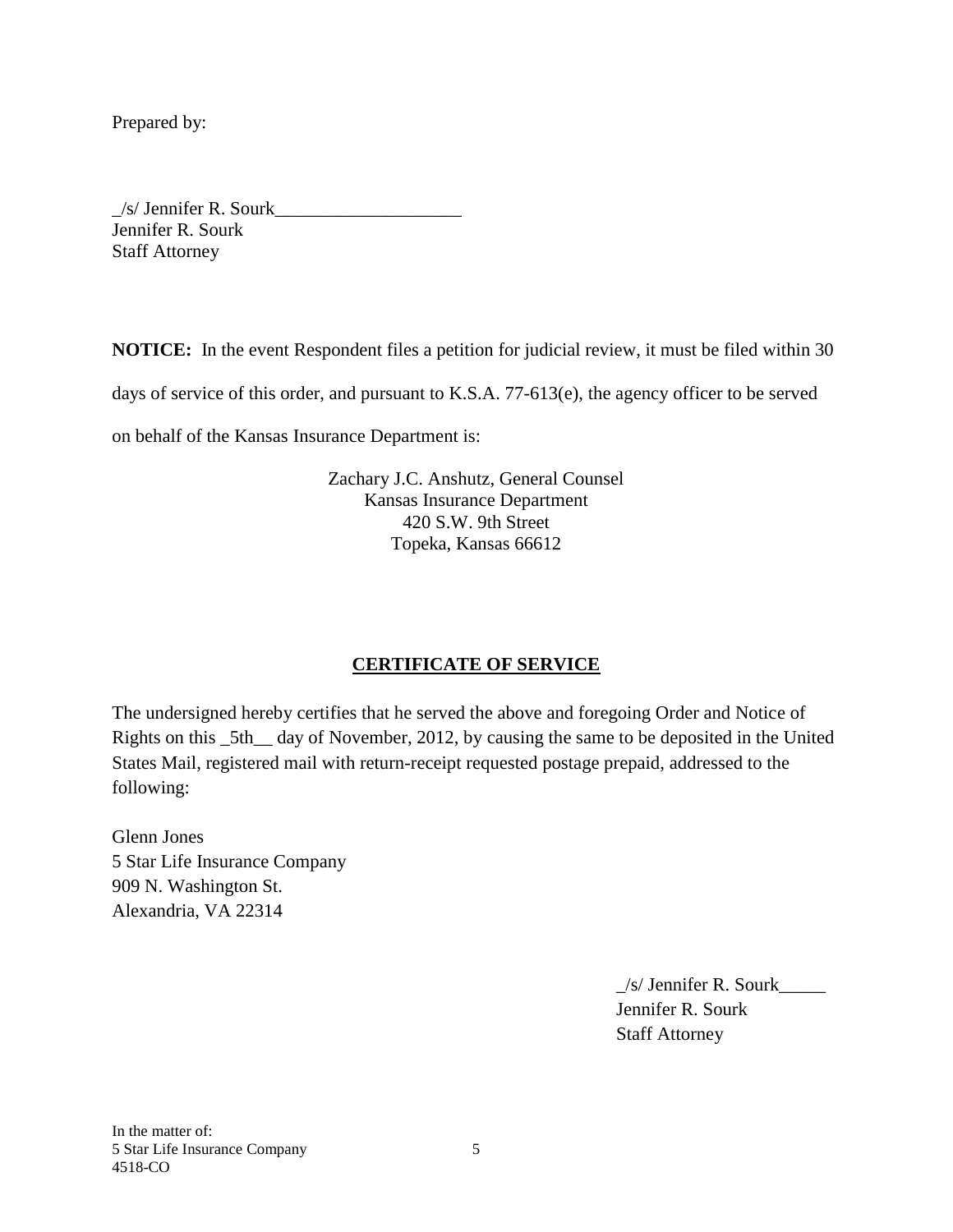Prepared by:

_/s/ Jennifer R. Sourk____________________
Jennifer R. Sourk
Staff Attorney

**NOTICE:** In the event Respondent files a petition for judicial review, it must be filed within 30 days of service of this order, and pursuant to K.S.A. 77-613(e), the agency officer to be served on behalf of the Kansas Insurance Department is:

Zachary J.C. Anshutz, General Counsel
Kansas Insurance Department
420 S.W. 9th Street
Topeka, Kansas 66612

## CERTIFICATE OF SERVICE

The undersigned hereby certifies that he served the above and foregoing Order and Notice of Rights on this _5th__ day of November, 2012, by causing the same to be deposited in the United States Mail, registered mail with return-receipt requested postage prepaid, addressed to the following:

Glenn Jones
5 Star Life Insurance Company
909 N. Washington St.
Alexandria, VA 22314

_/s/ Jennifer R. Sourk_____
Jennifer R. Sourk
Staff Attorney